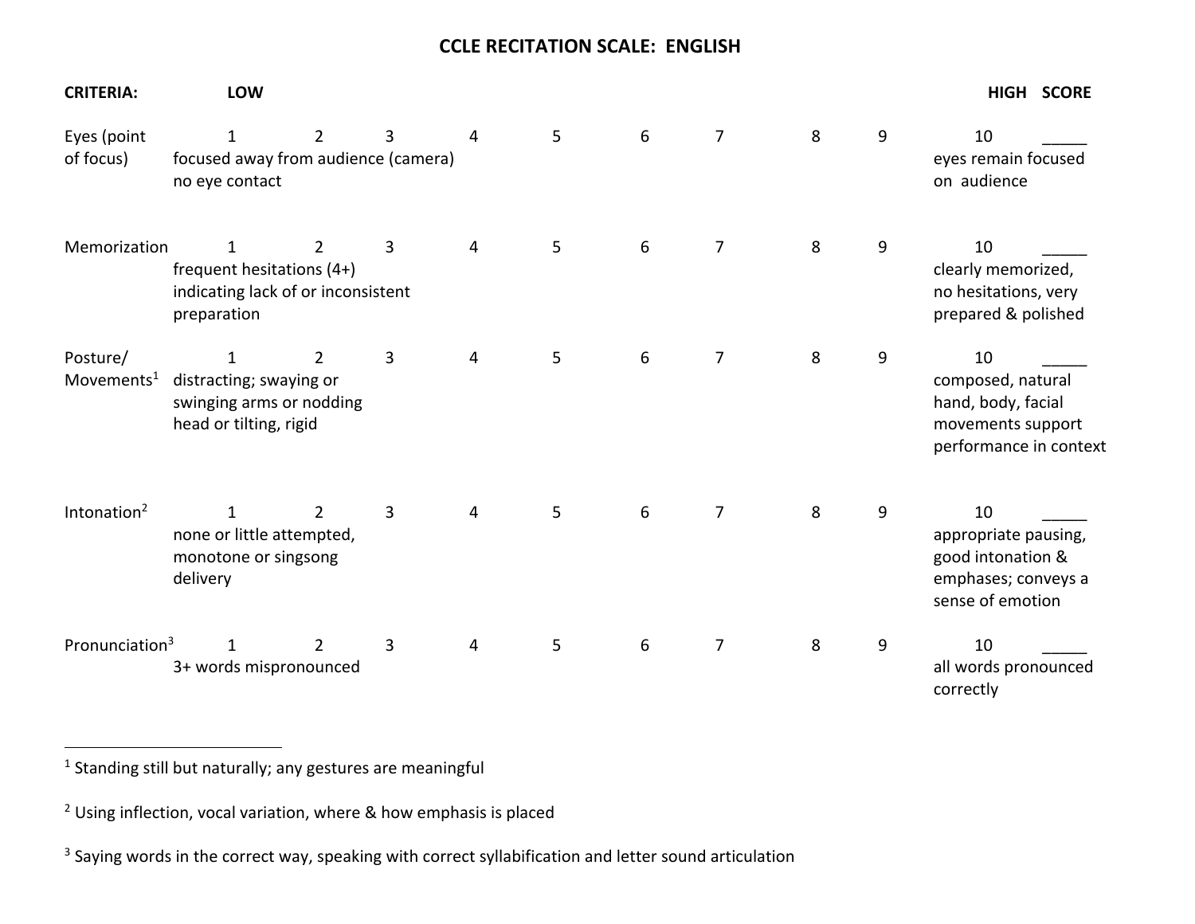# CCLE RECITATION SCALE: ENGLISH

| CRITERIA: | LOW | | | | | | | | | HIGH | SCORE |
|---|---|---|---|---|---|---|---|---|---|---|---|
| Eyes (point of focus) | 1 | 2 | 3 | 4 | 5 | 6 | 7 | 8 | 9 | 10 | _____ |
| | focused away from audience (camera) no eye contact | | | | | | | | | eyes remain focused on audience | |
| Memorization | 1 | 2 | 3 | 4 | 5 | 6 | 7 | 8 | 9 | 10 | _____ |
| | frequent hesitations (4+) indicating lack of or inconsistent preparation | | | | | | | | | clearly memorized, no hesitations, very prepared & polished | |
| Posture/ Movements[1] | 1 | 2 | 3 | 4 | 5 | 6 | 7 | 8 | 9 | 10 | _____ |
| | distracting; swaying or swinging arms or nodding head or tilting, rigid | | | | | | | | | composed, natural hand, body, facial movements support performance in context | |
| Intonation[2] | 1 | 2 | 3 | 4 | 5 | 6 | 7 | 8 | 9 | 10 | _____ |
| | none or little attempted, monotone or singsong delivery | | | | | | | | | appropriate pausing, good intonation & emphases; conveys a sense of emotion | |
| Pronunciation[3] | 1 | 2 | 3 | 4 | 5 | 6 | 7 | 8 | 9 | 10 | _____ |
| | 3+ words mispronounced | | | | | | | | | all words pronounced correctly | |

---

[1] Standing still but naturally; any gestures are meaningful

[2] Using inflection, vocal variation, where & how emphasis is placed

[3] Saying words in the correct way, speaking with correct syllabification and letter sound articulation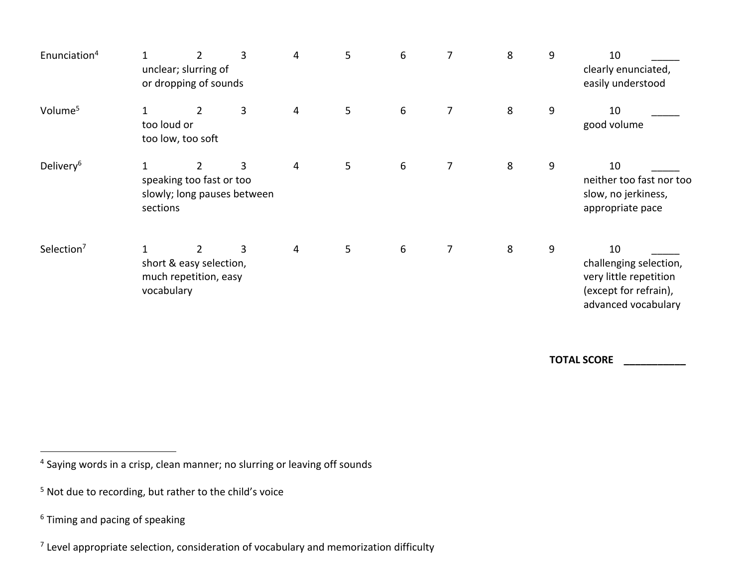| | | | | | | | | | | |
|---|---|---|---|---|---|---|---|---|---|---|
| Enunciation[4] | 1<br>unclear; slurring of or dropping of sounds | 2 | 3 | 4 | 5 | 6 | 7 | 8 | 9 | 10<br>clearly enunciated, easily understood | _____ |
| Volume[5] | 1<br>too loud or too low, too soft | 2 | 3 | 4 | 5 | 6 | 7 | 8 | 9 | 10<br>good volume | _____ |
| Delivery[6] | 1<br>speaking too fast or too slowly; long pauses between sections | 2 | 3 | 4 | 5 | 6 | 7 | 8 | 9 | 10<br>neither too fast nor too slow, no jerkiness, appropriate pace | _____ |
| Selection[7] | 1<br>short & easy selection, much repetition, easy vocabulary | 2 | 3 | 4 | 5 | 6 | 7 | 8 | 9 | 10<br>challenging selection, very little repetition (except for refrain), advanced vocabulary | _____ |

**TOTAL SCORE** ___________

[4] Saying words in a crisp, clean manner; no slurring or leaving off sounds

[5] Not due to recording, but rather to the child's voice

[6] Timing and pacing of speaking

[7] Level appropriate selection, consideration of vocabulary and memorization difficulty